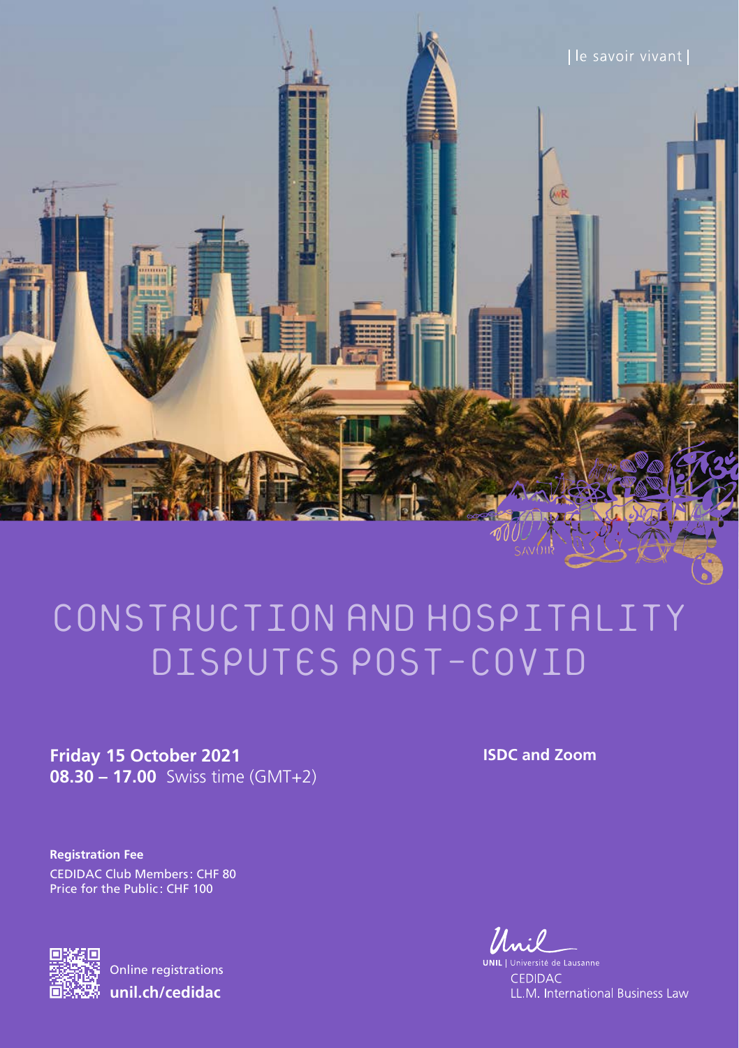| le savoir vivant |

# CONSTRUCTION AND HOSPITALITY DISPUTES POST-COVID

**Friday 15 October 2021**
**08.30 – 17.00** Swiss time (GMT+2)

**ISDC and Zoom**

**Registration Fee**
CEDIDAC Club Members: CHF 80
Price for the Public: CHF 100

Online registrations
**unil.ch/cedidac**

**UNIL** | Université de Lausanne
CEDIDAC
LL.M. International Business Law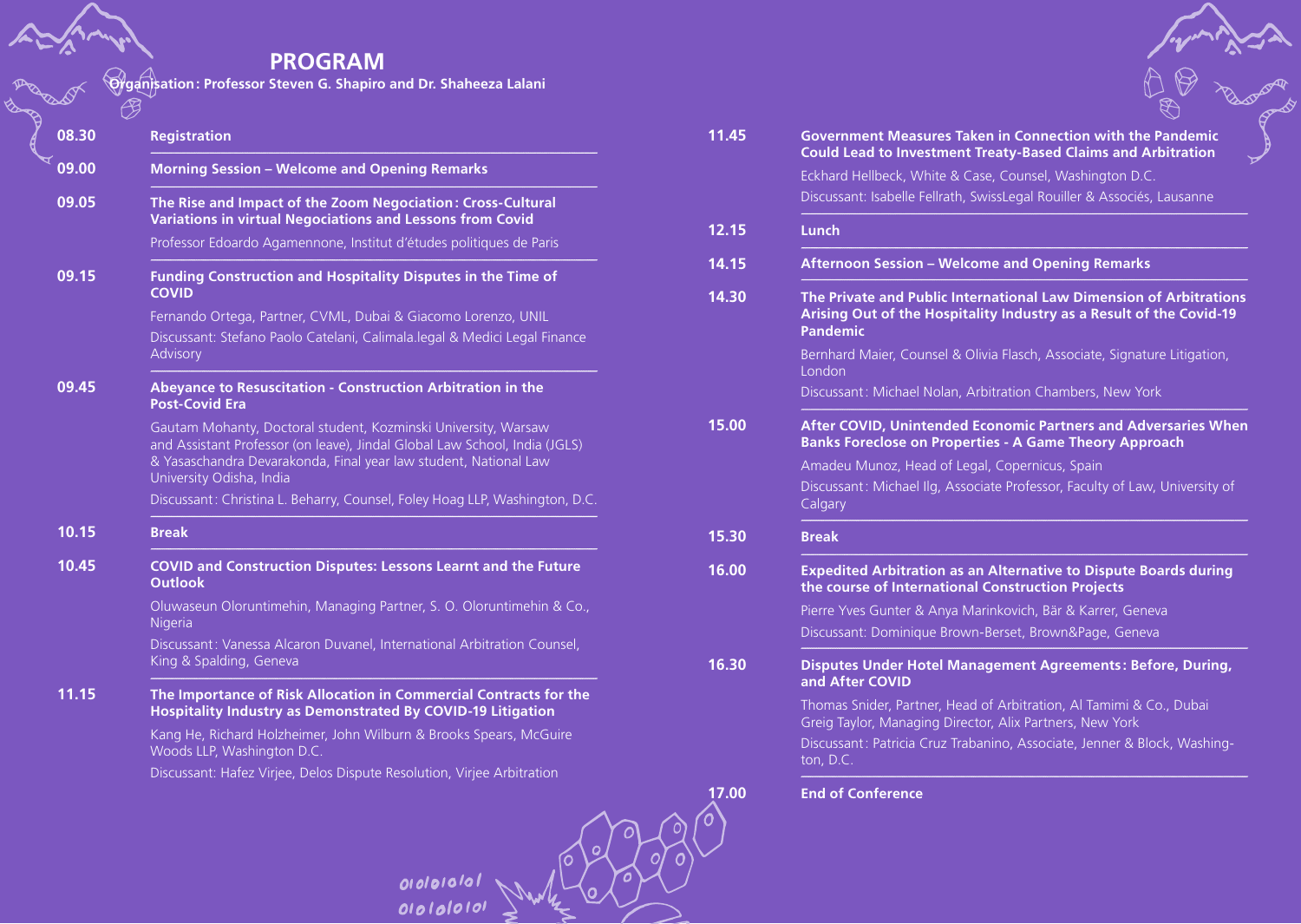## PROGRAM

**Organisation: Professor Steven G. Shapiro and Dr. Shaheeza Lalani**

**08.30** — **Registration**

**09.00** — **Morning Session – Welcome and Opening Remarks**

**09.05** — **The Rise and Impact of the Zoom Negociation: Cross-Cultural Variations in virtual Negociations and Lessons from Covid**

Professor Edoardo Agamennone, Institut d'études politiques de Paris

**09.15** — **Funding Construction and Hospitality Disputes in the Time of COVID**

Fernando Ortega, Partner, CVML, Dubai & Giacomo Lorenzo, UNIL

Discussant: Stefano Paolo Catelani, Calimala.legal & Medici Legal Finance Advisory

**09.45** — **Abeyance to Resuscitation - Construction Arbitration in the Post-Covid Era**

Gautam Mohanty, Doctoral student, Kozminski University, Warsaw and Assistant Professor (on leave), Jindal Global Law School, India (JGLS) & Yasaschandra Devarakonda, Final year law student, National Law University Odisha, India

Discussant: Christina L. Beharry, Counsel, Foley Hoag LLP, Washington, D.C.

**10.15** — **Break**

**10.45** — **COVID and Construction Disputes: Lessons Learnt and the Future Outlook**

Oluwaseun Oloruntimehin, Managing Partner, S. O. Oloruntimehin & Co., Nigeria

Discussant: Vanessa Alcaron Duvanel, International Arbitration Counsel, King & Spalding, Geneva

**11.15** — **The Importance of Risk Allocation in Commercial Contracts for the Hospitality Industry as Demonstrated By COVID-19 Litigation**

Kang He, Richard Holzheimer, John Wilburn & Brooks Spears, McGuire Woods LLP, Washington D.C.

Discussant: Hafez Virjee, Delos Dispute Resolution, Virjee Arbitration

**11.45** — **Government Measures Taken in Connection with the Pandemic Could Lead to Investment Treaty-Based Claims and Arbitration**

Eckhard Hellbeck, White & Case, Counsel, Washington D.C.

Discussant: Isabelle Fellrath, SwissLegal Rouiller & Associés, Lausanne

**12.15** — **Lunch**

**14.15** — **Afternoon Session – Welcome and Opening Remarks**

**14.30** — **The Private and Public International Law Dimension of Arbitrations Arising Out of the Hospitality Industry as a Result of the Covid-19 Pandemic**

Bernhard Maier, Counsel & Olivia Flasch, Associate, Signature Litigation, London

Discussant: Michael Nolan, Arbitration Chambers, New York

**15.00** — **After COVID, Unintended Economic Partners and Adversaries When Banks Foreclose on Properties - A Game Theory Approach**

Amadeu Munoz, Head of Legal, Copernicus, Spain

Discussant: Michael Ilg, Associate Professor, Faculty of Law, University of Calgary

**15.30** — **Break**

**16.00** — **Expedited Arbitration as an Alternative to Dispute Boards during the course of International Construction Projects**

Pierre Yves Gunter & Anya Marinkovich, Bär & Karrer, Geneva

Discussant: Dominique Brown-Berset, Brown&Page, Geneva

**16.30** — **Disputes Under Hotel Management Agreements: Before, During, and After COVID**

Thomas Snider, Partner, Head of Arbitration, Al Tamimi & Co., Dubai
Greig Taylor, Managing Director, Alix Partners, New York

Discussant: Patricia Cruz Trabanino, Associate, Jenner & Block, Washington, D.C.

**17.00** — **End of Conference**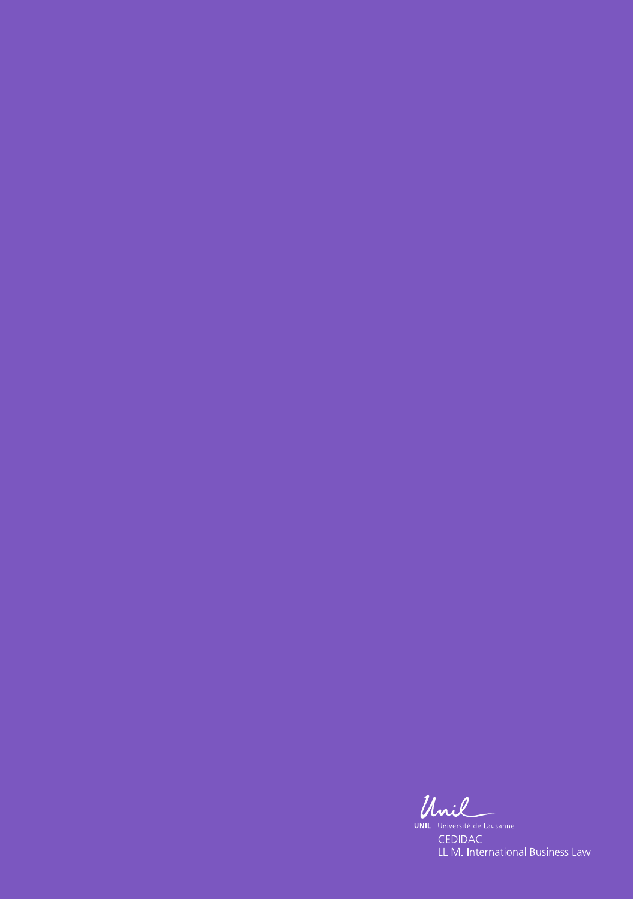Unil

UNIL | Université de Lausanne

CEDIDAC

LL.M. International Business Law